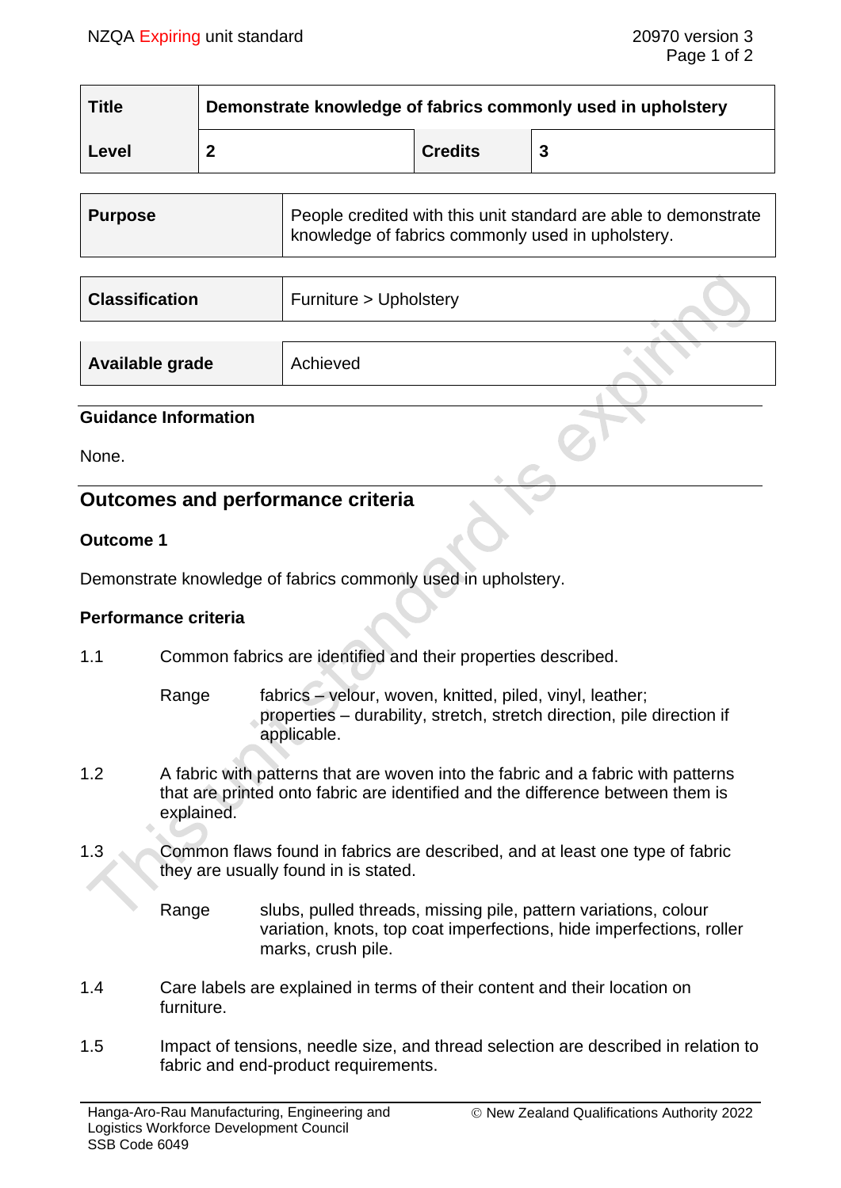| Title | Demonstrate knowledge of fabrics commonly used in upholstery | | |
|---|---|---|---|
| Level | 2 | Credits | 3 |

| Purpose | People credited with this unit standard are able to demonstrate knowledge of fabrics commonly used in upholstery. |
|---|---|

| Classification | Furniture > Upholstery |
|---|---|

| Available grade | Achieved |
|---|---|

### Guidance Information

None.

## Outcomes and performance criteria

### Outcome 1

Demonstrate knowledge of fabrics commonly used in upholstery.

#### Performance criteria

1.1 Common fabrics are identified and their properties described.

Range: fabrics – velour, woven, knitted, piled, vinyl, leather;
properties – durability, stretch, stretch direction, pile direction if applicable.

1.2 A fabric with patterns that are woven into the fabric and a fabric with patterns that are printed onto fabric are identified and the difference between them is explained.

1.3 Common flaws found in fabrics are described, and at least one type of fabric they are usually found in is stated.

Range: slubs, pulled threads, missing pile, pattern variations, colour variation, knots, top coat imperfections, hide imperfections, roller marks, crush pile.

1.4 Care labels are explained in terms of their content and their location on furniture.

1.5 Impact of tensions, needle size, and thread selection are described in relation to fabric and end-product requirements.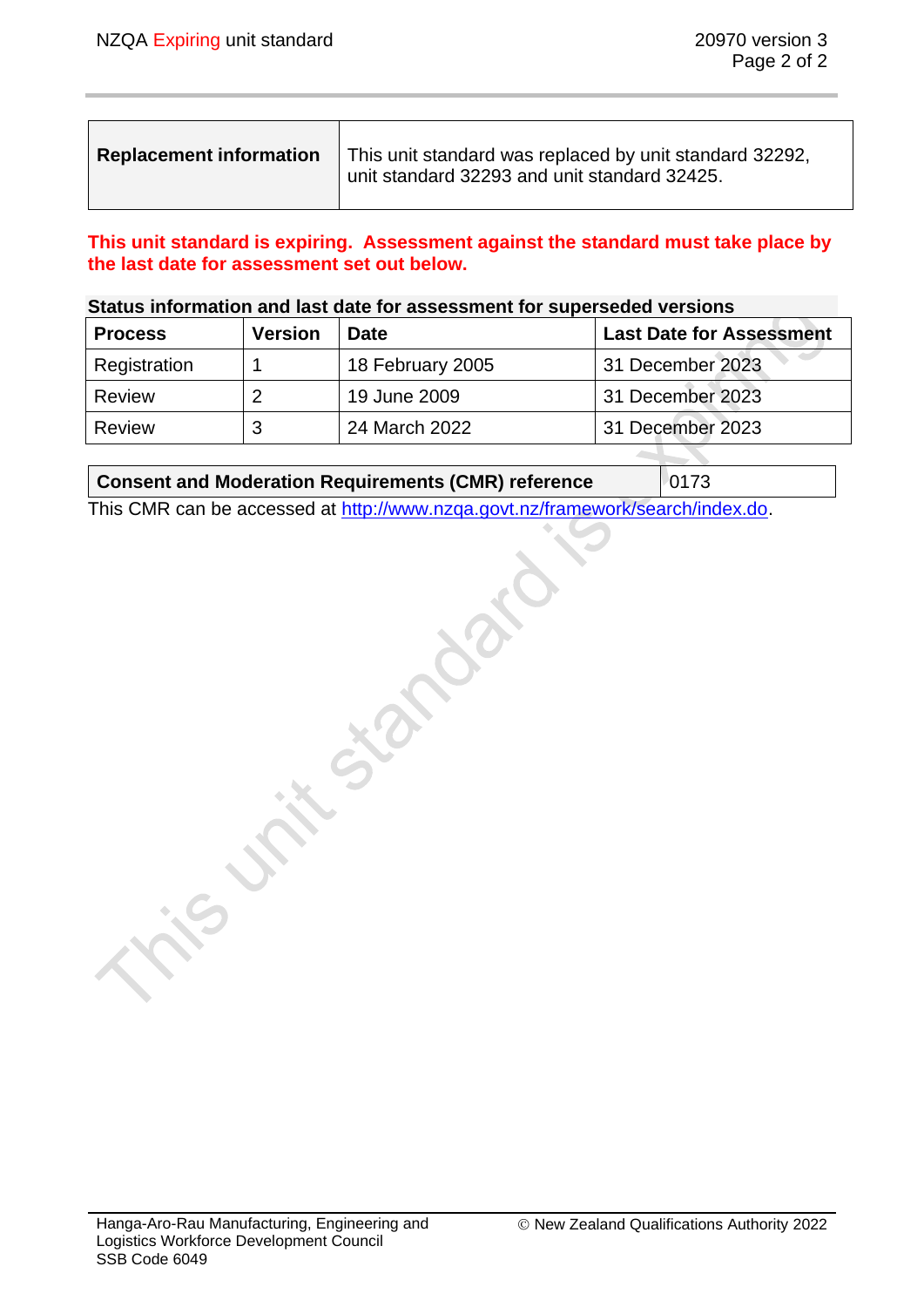| | |
|---|---|
| **Replacement information** | This unit standard was replaced by unit standard 32292, unit standard 32293 and unit standard 32425. |

**This unit standard is expiring. Assessment against the standard must take place by the last date for assessment set out below.**

**Status information and last date for assessment for superseded versions**

| Process | Version | Date | Last Date for Assessment |
|---|---|---|---|
| Registration | 1 | 18 February 2005 | 31 December 2023 |
| Review | 2 | 19 June 2009 | 31 December 2023 |
| Review | 3 | 24 March 2022 | 31 December 2023 |

| | |
|---|---|
| **Consent and Moderation Requirements (CMR) reference** | 0173 |

This CMR can be accessed at http://www.nzqa.govt.nz/framework/search/index.do.

This unit standard is expiring